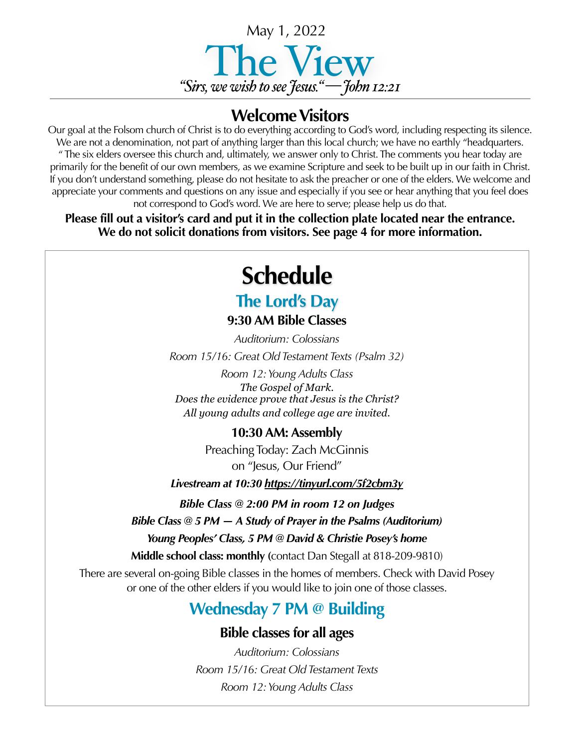May 1, 2022

# The View

*"Sirs, we wish to see Jesus."—John 12:21*

## Welcome Visitors

Our goal at the Folsom church of Christ is to do everything according to God's word, including respecting its silence. We are not a denomination, not part of anything larger than this local church; we have no earthly "headquarters." The six elders oversee this church and, ultimately, we answer only to Christ. The comments you hear today are primarily for the benefit of our own members, as we examine Scripture and seek to be built up in our faith in Christ. If you don't understand something, please do not hesitate to ask the preacher or one of the elders. We welcome and appreciate your comments and questions on any issue and especially if you see or hear anything that you feel does not correspond to God's word. We are here to serve; please help us do that.

**Please fill out a visitor's card and put it in the collection plate located near the entrance. We do not solicit donations from visitors. See page 4 for more information.**

# Schedule

## The Lord's Day

### 9:30 AM Bible Classes

*Auditorium: Colossians*

*Room 15/16: Great Old Testament Texts (Psalm 32)*

*Room 12: Young Adults Class*
*The Gospel of Mark.*
*Does the evidence prove that Jesus is the Christ?*
*All young adults and college age are invited.*

### 10:30 AM: Assembly

Preaching Today: Zach McGinnis
on "Jesus, Our Friend"

***Livestream at 10:30 https://tinyurl.com/5f2cbm3y***

***Bible Class @ 2:00 PM in room 12 on Judges***

***Bible Class @ 5 PM — A Study of Prayer in the Psalms (Auditorium)***

***Young Peoples' Class, 5 PM @ David & Christie Posey's home***

**Middle school class: monthly (**contact Dan Stegall at 818-209-9810)

There are several on-going Bible classes in the homes of members. Check with David Posey or one of the other elders if you would like to join one of those classes.

## Wednesday 7 PM @ Building

### Bible classes for all ages

*Auditorium: Colossians*

*Room 15/16: Great Old Testament Texts*

*Room 12: Young Adults Class*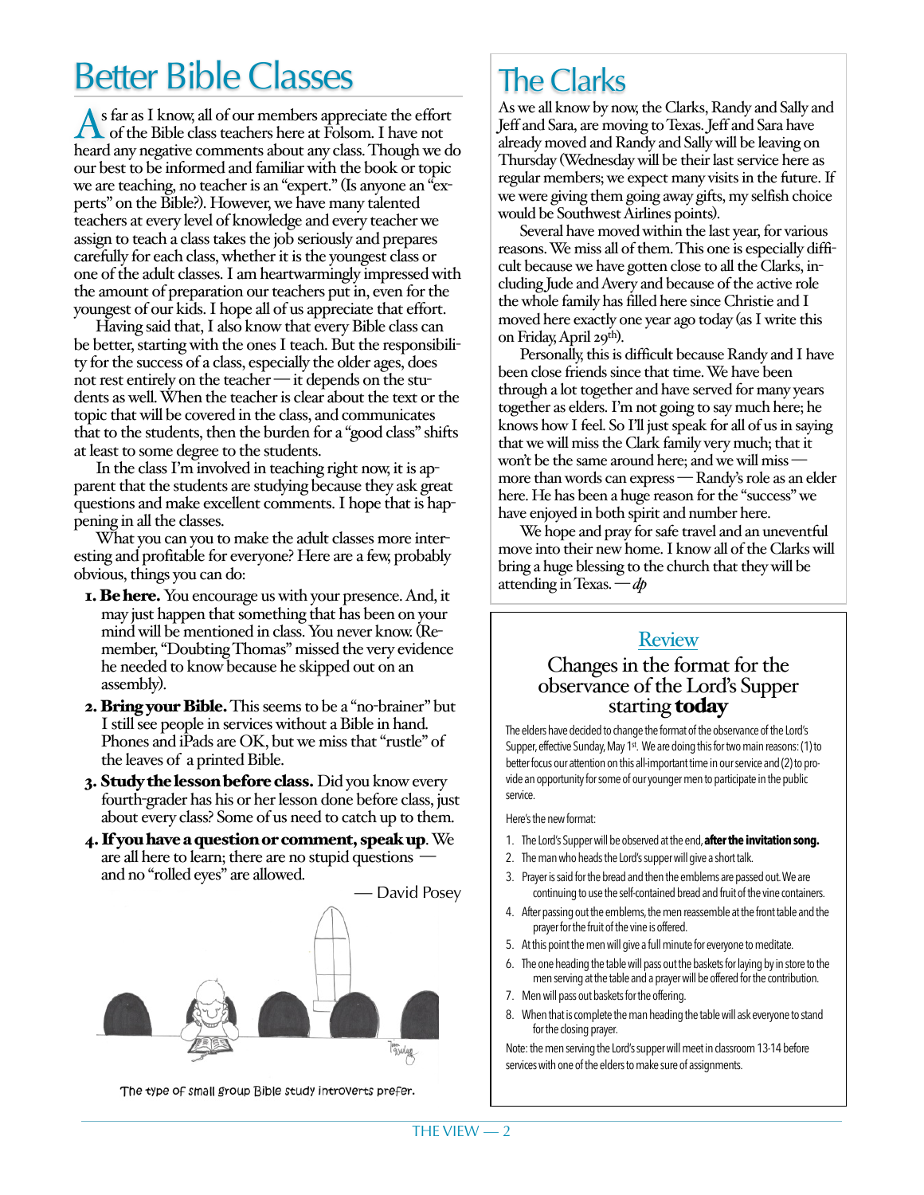# Better Bible Classes

As far as I know, all of our members appreciate the effort of the Bible class teachers here at Folsom. I have not heard any negative comments about any class. Though we do our best to be informed and familiar with the book or topic we are teaching, no teacher is an "expert." (Is anyone an "experts" on the Bible?). However, we have many talented teachers at every level of knowledge and every teacher we assign to teach a class takes the job seriously and prepares carefully for each class, whether it is the youngest class or one of the adult classes. I am heartwarmingly impressed with the amount of preparation our teachers put in, even for the youngest of our kids. I hope all of us appreciate that effort.

Having said that, I also know that every Bible class can be better, starting with the ones I teach. But the responsibility for the success of a class, especially the older ages, does not rest entirely on the teacher — it depends on the students as well. When the teacher is clear about the text or the topic that will be covered in the class, and communicates that to the students, then the burden for a "good class" shifts at least to some degree to the students.

In the class I'm involved in teaching right now, it is apparent that the students are studying because they ask great questions and make excellent comments. I hope that is happening in all the classes.

What you can you to make the adult classes more interesting and profitable for everyone? Here are a few, probably obvious, things you can do:

1. **Be here.** You encourage us with your presence. And, it may just happen that something that has been on your mind will be mentioned in class. You never know. (Remember, "Doubting Thomas" missed the very evidence he needed to know because he skipped out on an assembly).
2. **Bring your Bible.** This seems to be a "no-brainer" but I still see people in services without a Bible in hand. Phones and iPads are OK, but we miss that "rustle" of the leaves of a printed Bible.
3. **Study the lesson before class.** Did you know every fourth-grader has his or her lesson done before class, just about every class? Some of us need to catch up to them.
4. **If you have a question or comment, speak up**. We are all here to learn; there are no stupid questions — and no "rolled eyes" are allowed.

— David Posey

The type of small group Bible study introverts prefer.

# The Clarks

As we all know by now, the Clarks, Randy and Sally and Jeff and Sara, are moving to Texas. Jeff and Sara have already moved and Randy and Sally will be leaving on Thursday (Wednesday will be their last service here as regular members; we expect many visits in the future. If we were giving them going away gifts, my selfish choice would be Southwest Airlines points).

Several have moved within the last year, for various reasons. We miss all of them. This one is especially difficult because we have gotten close to all the Clarks, including Jude and Avery and because of the active role the whole family has filled here since Christie and I moved here exactly one year ago today (as I write this on Friday, April 29th).

Personally, this is difficult because Randy and I have been close friends since that time. We have been through a lot together and have served for many years together as elders. I'm not going to say much here; he knows how I feel. So I'll just speak for all of us in saying that we will miss the Clark family very much; that it won't be the same around here; and we will miss — more than words can express — Randy's role as an elder here. He has been a huge reason for the "success" we have enjoyed in both spirit and number here.

We hope and pray for safe travel and an uneventful move into their new home. I know all of the Clarks will bring a huge blessing to the church that they will be attending in Texas. — *dp*

## Review

### Changes in the format for the observance of the Lord's Supper starting **today**

The elders have decided to change the format of the observance of the Lord's Supper, effective Sunday, May 1st. We are doing this for two main reasons: (1) to better focus our attention on this all-important time in our service and (2) to provide an opportunity for some of our younger men to participate in the public service.

Here's the new format:

1. The Lord's Supper will be observed at the end, **after the invitation song.**
2. The man who heads the Lord's supper will give a short talk.
3. Prayer is said for the bread and then the emblems are passed out. We are continuing to use the self-contained bread and fruit of the vine containers.
4. After passing out the emblems, the men reassemble at the front table and the prayer for the fruit of the vine is offered.
5. At this point the men will give a full minute for everyone to meditate.
6. The one heading the table will pass out the baskets for laying by in store to the men serving at the table and a prayer will be offered for the contribution.
7. Men will pass out baskets for the offering.
8. When that is complete the man heading the table will ask everyone to stand for the closing prayer.

Note: the men serving the Lord's supper will meet in classroom 13-14 before services with one of the elders to make sure of assignments.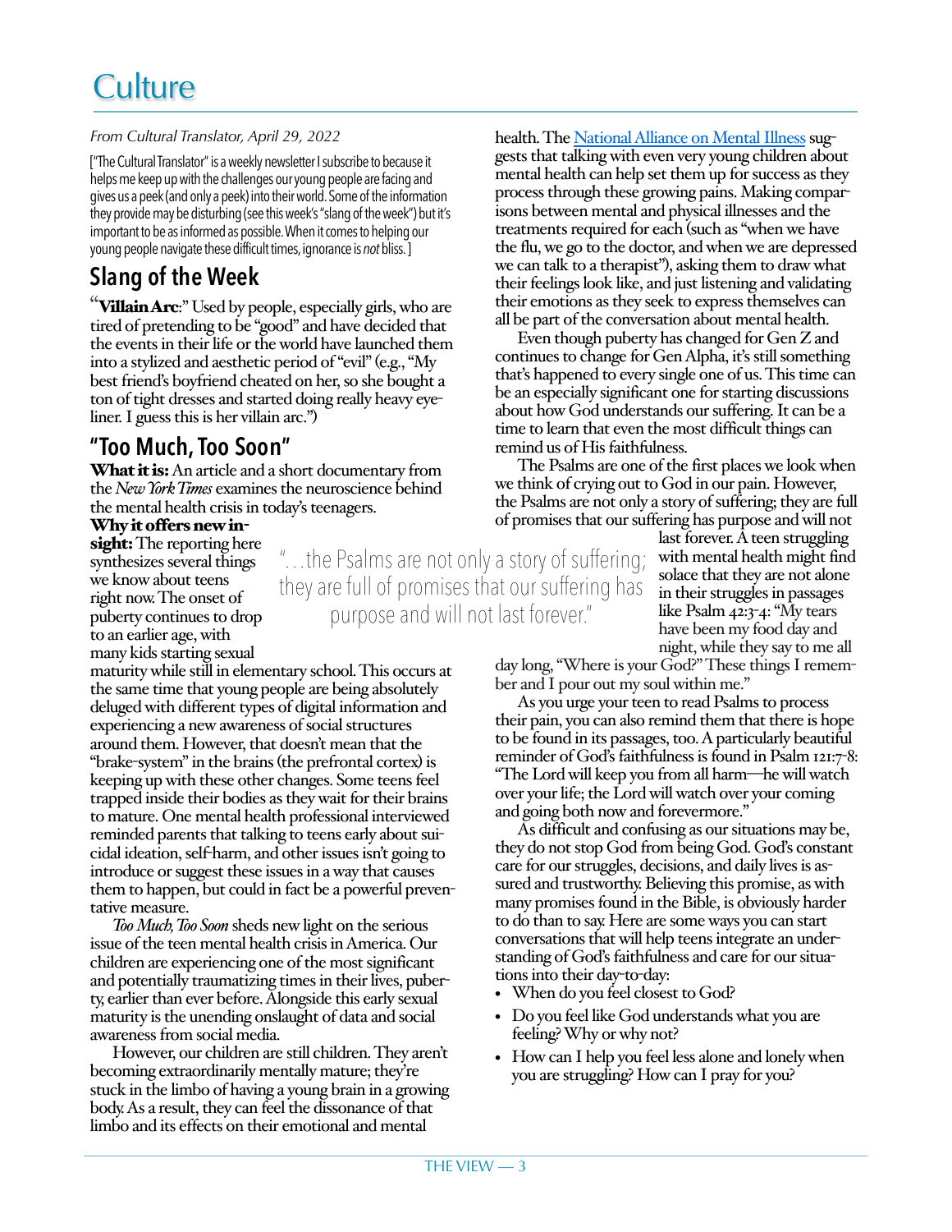# Culture

*From Cultural Translator, April 29, 2022*

["The Cultural Translator" is a weekly newsletter I subscribe to because it helps me keep up with the challenges our young people are facing and gives us a peek (and only a peek) into their world. Some of the information they provide may be disturbing (see this week's "slang of the week") but it's important to be as informed as possible. When it comes to helping our young people navigate these difficult times, ignorance is *not* bliss. ]

## Slang of the Week

"**Villain Arc**:" Used by people, especially girls, who are tired of pretending to be "good" and have decided that the events in their life or the world have launched them into a stylized and aesthetic period of "evil" (e.g., "My best friend's boyfriend cheated on her, so she bought a ton of tight dresses and started doing really heavy eyeliner. I guess this is her villain arc.")

## "Too Much, Too Soon"

**What it is:** An article and a short documentary from the *New York Times* examines the neuroscience behind the mental health crisis in today's teenagers.

**Why it offers new insight:** The reporting here synthesizes several things we know about teens right now. The onset of puberty continues to drop to an earlier age, with many kids starting sexual maturity while still in elementary school. This occurs at the same time that young people are being absolutely deluged with different types of digital information and experiencing a new awareness of social structures around them. However, that doesn't mean that the "brake-system" in the brains (the prefrontal cortex) is keeping up with these other changes. Some teens feel trapped inside their bodies as they wait for their brains to mature. One mental health professional interviewed reminded parents that talking to teens early about suicidal ideation, self-harm, and other issues isn't going to introduce or suggest these issues in a way that causes them to happen, but could in fact be a powerful preventative measure.

*Too Much, Too Soon* sheds new light on the serious issue of the teen mental health crisis in America. Our children are experiencing one of the most significant and potentially traumatizing times in their lives, puberty, earlier than ever before. Alongside this early sexual maturity is the unending onslaught of data and social awareness from social media.

However, our children are still children. They aren't becoming extraordinarily mentally mature; they're stuck in the limbo of having a young brain in a growing body. As a result, they can feel the dissonance of that limbo and its effects on their emotional and mental health. The National Alliance on Mental Illness suggests that talking with even very young children about mental health can help set them up for success as they process through these growing pains. Making comparisons between mental and physical illnesses and the treatments required for each (such as "when we have the flu, we go to the doctor, and when we are depressed we can talk to a therapist"), asking them to draw what their feelings look like, and just listening and validating their emotions as they seek to express themselves can all be part of the conversation about mental health.

Even though puberty has changed for Gen Z and continues to change for Gen Alpha, it's still something that's happened to every single one of us. This time can be an especially significant one for starting discussions about how God understands our suffering. It can be a time to learn that even the most difficult things can remind us of His faithfulness.

The Psalms are one of the first places we look when we think of crying out to God in our pain. However, the Psalms are not only a story of suffering; they are full of promises that our suffering has purpose and will not last forever. A teen struggling with mental health might find solace that they are not alone in their struggles in passages like Psalm 42:3-4: "My tears have been my food day and night, while they say to me all day long, "Where is your God?" These things I remember and I pour out my soul within me."

> "…the Psalms are not only a story of suffering; they are full of promises that our suffering has purpose and will not last forever."

As you urge your teen to read Psalms to process their pain, you can also remind them that there is hope to be found in its passages, too. A particularly beautiful reminder of God's faithfulness is found in Psalm 121:7-8: "The Lord will keep you from all harm—he will watch over your life; the Lord will watch over your coming and going both now and forevermore."

As difficult and confusing as our situations may be, they do not stop God from being God. God's constant care for our struggles, decisions, and daily lives is assured and trustworthy. Believing this promise, as with many promises found in the Bible, is obviously harder to do than to say. Here are some ways you can start conversations that will help teens integrate an understanding of God's faithfulness and care for our situations into their day-to-day:

- When do you feel closest to God?
- Do you feel like God understands what you are feeling? Why or why not?
- How can I help you feel less alone and lonely when you are struggling? How can I pray for you?